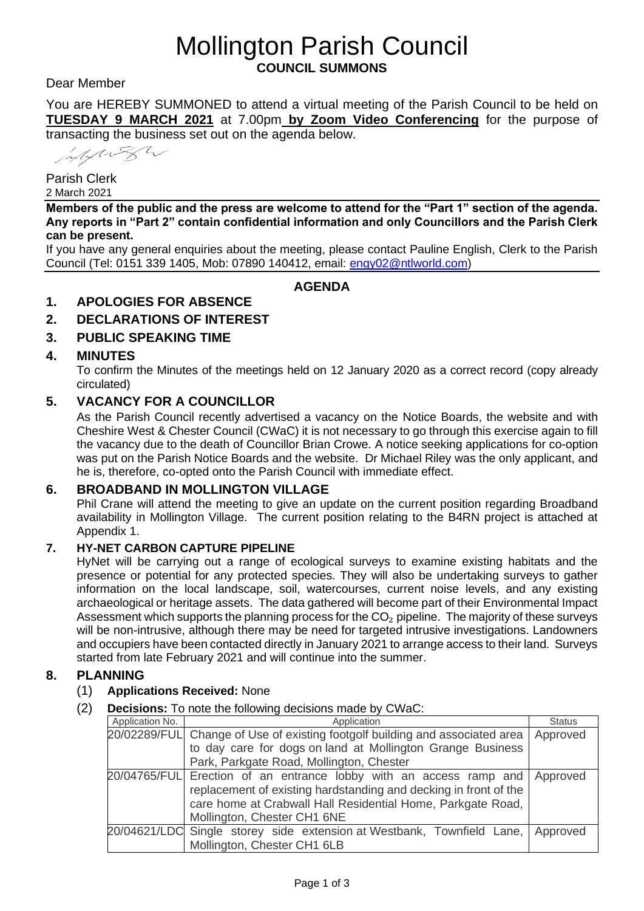# Mollington Parish Council

## COUNCIL SUMMONS

Dear Member

You are HEREBY SUMMONED to attend a virtual meeting of the Parish Council to be held on **TUESDAY 9 MARCH 2021** at 7.00pm **by Zoom Video Conferencing** for the purpose of transacting the business set out on the agenda below.

Parish Clerk
2 March 2021

**Members of the public and the press are welcome to attend for the "Part 1" section of the agenda. Any reports in "Part 2" contain confidential information and only Councillors and the Parish Clerk can be present.**

If you have any general enquiries about the meeting, please contact Pauline English, Clerk to the Parish Council (Tel: 0151 339 1405, Mob: 07890 140412, email: engy02@ntlworld.com)

## AGENDA

### 1. APOLOGIES FOR ABSENCE

### 2. DECLARATIONS OF INTEREST

### 3. PUBLIC SPEAKING TIME

### 4. MINUTES

To confirm the Minutes of the meetings held on 12 January 2020 as a correct record (copy already circulated)

### 5. VACANCY FOR A COUNCILLOR

As the Parish Council recently advertised a vacancy on the Notice Boards, the website and with Cheshire West & Chester Council (CWaC) it is not necessary to go through this exercise again to fill the vacancy due to the death of Councillor Brian Crowe. A notice seeking applications for co-option was put on the Parish Notice Boards and the website. Dr Michael Riley was the only applicant, and he is, therefore, co-opted onto the Parish Council with immediate effect.

### 6. BROADBAND IN MOLLINGTON VILLAGE

Phil Crane will attend the meeting to give an update on the current position regarding Broadband availability in Mollington Village. The current position relating to the B4RN project is attached at Appendix 1.

### 7. HY-NET CARBON CAPTURE PIPELINE

HyNet will be carrying out a range of ecological surveys to examine existing habitats and the presence or potential for any protected species. They will also be undertaking surveys to gather information on the local landscape, soil, watercourses, current noise levels, and any existing archaeological or heritage assets. The data gathered will become part of their Environmental Impact Assessment which supports the planning process for the $CO_2$ pipeline. The majority of these surveys will be non-intrusive, although there may be need for targeted intrusive investigations. Landowners and occupiers have been contacted directly in January 2021 to arrange access to their land. Surveys started from late February 2021 and will continue into the summer.

### 8. PLANNING

(1) **Applications Received:** None

(2) **Decisions:** To note the following decisions made by CWaC:

| Application No. | Application | Status |
|---|---|---|
| 20/02289/FUL | Change of Use of existing footgolf building and associated area to day care for dogs on land at Mollington Grange Business Park, Parkgate Road, Mollington, Chester | Approved |
| 20/04765/FUL | Erection of an entrance lobby with an access ramp and replacement of existing hardstanding and decking in front of the care home at Crabwall Hall Residential Home, Parkgate Road, Mollington, Chester CH1 6NE | Approved |
| 20/04621/LDC | Single storey side extension at Westbank, Townfield Lane, Mollington, Chester CH1 6LB | Approved |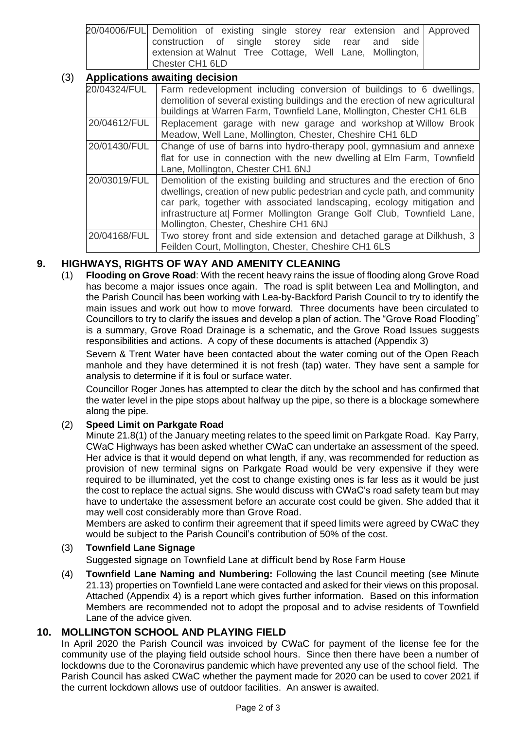| | | |
|---|---|---|
| 20/04006/FUL | Demolition of existing single storey rear extension and construction of single storey side rear and side extension at Walnut Tree Cottage, Well Lane, Mollington, Chester CH1 6LD | Approved |

### (3) Applications awaiting decision

| | |
|---|---|
| 20/04324/FUL | Farm redevelopment including conversion of buildings to 6 dwellings, demolition of several existing buildings and the erection of new agricultural buildings at Warren Farm, Townfield Lane, Mollington, Chester CH1 6LB |
| 20/04612/FUL | Replacement garage with new garage and workshop at Willow Brook Meadow, Well Lane, Mollington, Chester, Cheshire CH1 6LD |
| 20/01430/FUL | Change of use of barns into hydro-therapy pool, gymnasium and annexe flat for use in connection with the new dwelling at Elm Farm, Townfield Lane, Mollington, Chester CH1 6NJ |
| 20/03019/FUL | Demolition of the existing building and structures and the erection of 6no dwellings, creation of new public pedestrian and cycle path, and community car park, together with associated landscaping, ecology mitigation and infrastructure at\| Former Mollington Grange Golf Club, Townfield Lane, Mollington, Chester, Cheshire CH1 6NJ |
| 20/04168/FUL | Two storey front and side extension and detached garage at Dilkhush, 3 Feilden Court, Mollington, Chester, Cheshire CH1 6LS |

## 9. HIGHWAYS, RIGHTS OF WAY AND AMENITY CLEANING

(1) **Flooding on Grove Road**: With the recent heavy rains the issue of flooding along Grove Road has become a major issues once again. The road is split between Lea and Mollington, and the Parish Council has been working with Lea-by-Backford Parish Council to try to identify the main issues and work out how to move forward. Three documents have been circulated to Councillors to try to clarify the issues and develop a plan of action. The "Grove Road Flooding" is a summary, Grove Road Drainage is a schematic, and the Grove Road Issues suggests responsibilities and actions. A copy of these documents is attached (Appendix 3)

Severn & Trent Water have been contacted about the water coming out of the Open Reach manhole and they have determined it is not fresh (tap) water. They have sent a sample for analysis to determine if it is foul or surface water.

Councillor Roger Jones has attempted to clear the ditch by the school and has confirmed that the water level in the pipe stops about halfway up the pipe, so there is a blockage somewhere along the pipe.

(2) **Speed Limit on Parkgate Road**

Minute 21.8(1) of the January meeting relates to the speed limit on Parkgate Road. Kay Parry, CWaC Highways has been asked whether CWaC can undertake an assessment of the speed. Her advice is that it would depend on what length, if any, was recommended for reduction as provision of new terminal signs on Parkgate Road would be very expensive if they were required to be illuminated, yet the cost to change existing ones is far less as it would be just the cost to replace the actual signs. She would discuss with CWaC's road safety team but may have to undertake the assessment before an accurate cost could be given. She added that it may well cost considerably more than Grove Road.

Members are asked to confirm their agreement that if speed limits were agreed by CWaC they would be subject to the Parish Council's contribution of 50% of the cost.

(3) **Townfield Lane Signage**

Suggested signage on Townfield Lane at difficult bend by Rose Farm House

(4) **Townfield Lane Naming and Numbering:** Following the last Council meeting (see Minute 21.13) properties on Townfield Lane were contacted and asked for their views on this proposal. Attached (Appendix 4) is a report which gives further information. Based on this information Members are recommended not to adopt the proposal and to advise residents of Townfield Lane of the advice given.

## 10. MOLLINGTON SCHOOL AND PLAYING FIELD

In April 2020 the Parish Council was invoiced by CWaC for payment of the license fee for the community use of the playing field outside school hours. Since then there have been a number of lockdowns due to the Coronavirus pandemic which have prevented any use of the school field. The Parish Council has asked CWaC whether the payment made for 2020 can be used to cover 2021 if the current lockdown allows use of outdoor facilities. An answer is awaited.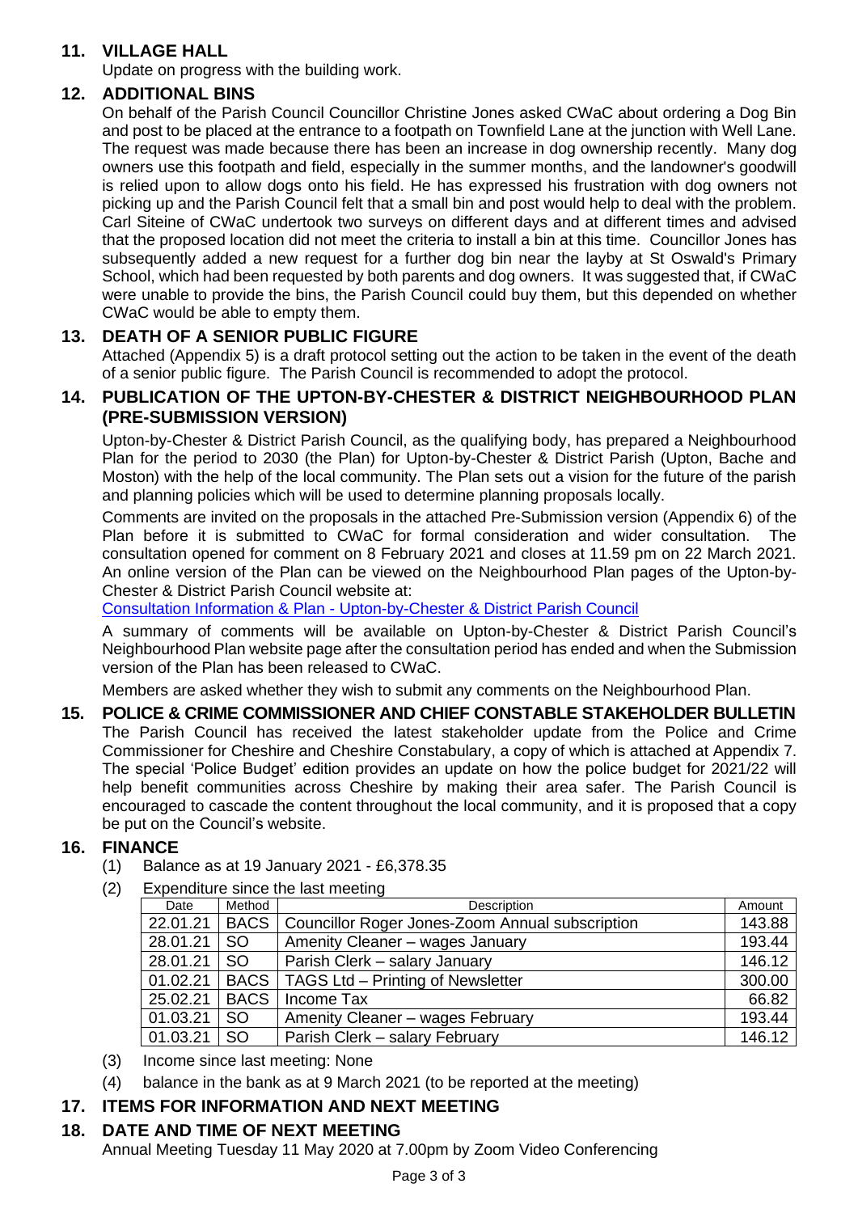## 11. VILLAGE HALL

Update on progress with the building work.

## 12. ADDITIONAL BINS

On behalf of the Parish Council Councillor Christine Jones asked CWaC about ordering a Dog Bin and post to be placed at the entrance to a footpath on Townfield Lane at the junction with Well Lane. The request was made because there has been an increase in dog ownership recently. Many dog owners use this footpath and field, especially in the summer months, and the landowner's goodwill is relied upon to allow dogs onto his field. He has expressed his frustration with dog owners not picking up and the Parish Council felt that a small bin and post would help to deal with the problem. Carl Siteine of CWaC undertook two surveys on different days and at different times and advised that the proposed location did not meet the criteria to install a bin at this time. Councillor Jones has subsequently added a new request for a further dog bin near the layby at St Oswald's Primary School, which had been requested by both parents and dog owners. It was suggested that, if CWaC were unable to provide the bins, the Parish Council could buy them, but this depended on whether CWaC would be able to empty them.

## 13. DEATH OF A SENIOR PUBLIC FIGURE

Attached (Appendix 5) is a draft protocol setting out the action to be taken in the event of the death of a senior public figure. The Parish Council is recommended to adopt the protocol.

## 14. PUBLICATION OF THE UPTON-BY-CHESTER & DISTRICT NEIGHBOURHOOD PLAN (PRE-SUBMISSION VERSION)

Upton-by-Chester & District Parish Council, as the qualifying body, has prepared a Neighbourhood Plan for the period to 2030 (the Plan) for Upton-by-Chester & District Parish (Upton, Bache and Moston) with the help of the local community. The Plan sets out a vision for the future of the parish and planning policies which will be used to determine planning proposals locally.

Comments are invited on the proposals in the attached Pre-Submission version (Appendix 6) of the Plan before it is submitted to CWaC for formal consideration and wider consultation. The consultation opened for comment on 8 February 2021 and closes at 11.59 pm on 22 March 2021. An online version of the Plan can be viewed on the Neighbourhood Plan pages of the Upton-by-Chester & District Parish Council website at:

[Consultation Information & Plan - Upton-by-Chester & District Parish Council]

A summary of comments will be available on Upton-by-Chester & District Parish Council's Neighbourhood Plan website page after the consultation period has ended and when the Submission version of the Plan has been released to CWaC.

Members are asked whether they wish to submit any comments on the Neighbourhood Plan.

## 15. POLICE & CRIME COMMISSIONER AND CHIEF CONSTABLE STAKEHOLDER BULLETIN

The Parish Council has received the latest stakeholder update from the Police and Crime Commissioner for Cheshire and Cheshire Constabulary, a copy of which is attached at Appendix 7. The special 'Police Budget' edition provides an update on how the police budget for 2021/22 will help benefit communities across Cheshire by making their area safer. The Parish Council is encouraged to cascade the content throughout the local community, and it is proposed that a copy be put on the Council's website.

## 16. FINANCE

(1) Balance as at 19 January 2021 - £6,378.35

(2) Expenditure since the last meeting

| Date | Method | Description | Amount |
|---|---|---|---|
| 22.01.21 | BACS | Councillor Roger Jones-Zoom Annual subscription | 143.88 |
| 28.01.21 | SO | Amenity Cleaner – wages January | 193.44 |
| 28.01.21 | SO | Parish Clerk – salary January | 146.12 |
| 01.02.21 | BACS | TAGS Ltd – Printing of Newsletter | 300.00 |
| 25.02.21 | BACS | Income Tax | 66.82 |
| 01.03.21 | SO | Amenity Cleaner – wages February | 193.44 |
| 01.03.21 | SO | Parish Clerk – salary February | 146.12 |

(3) Income since last meeting: None

(4) balance in the bank as at 9 March 2021 (to be reported at the meeting)

## 17. ITEMS FOR INFORMATION AND NEXT MEETING

## 18. DATE AND TIME OF NEXT MEETING

Annual Meeting Tuesday 11 May 2020 at 7.00pm by Zoom Video Conferencing